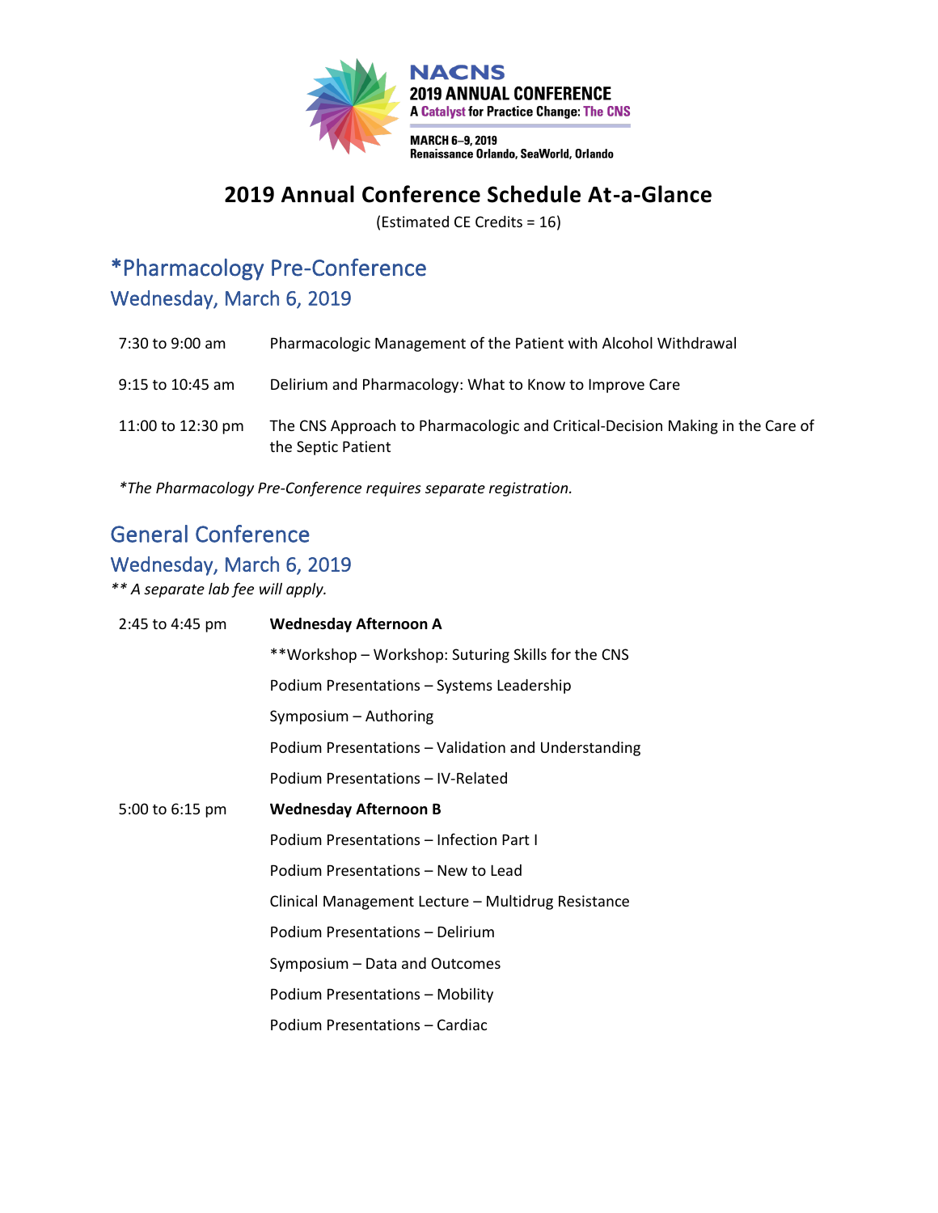NACNS
2019 ANNUAL CONFERENCE
A Catalyst for Practice Change: The CNS

MARCH 6–9, 2019
Renaissance Orlando, SeaWorld, Orlando

# 2019 Annual Conference Schedule At-a-Glance

(Estimated CE Credits = 16)

## *Pharmacology Pre-Conference

### Wednesday, March 6, 2019

| | |
|---|---|
| 7:30 to 9:00 am | Pharmacologic Management of the Patient with Alcohol Withdrawal |
| 9:15 to 10:45 am | Delirium and Pharmacology: What to Know to Improve Care |
| 11:00 to 12:30 pm | The CNS Approach to Pharmacologic and Critical-Decision Making in the Care of the Septic Patient |

*The Pharmacology Pre-Conference requires separate registration.*

## General Conference

### Wednesday, March 6, 2019

*** A separate lab fee will apply.*

| | |
|---|---|
| 2:45 to 4:45 pm | **Wednesday Afternoon A** |
| | **Workshop – Workshop: Suturing Skills for the CNS |
| | Podium Presentations – Systems Leadership |
| | Symposium – Authoring |
| | Podium Presentations – Validation and Understanding |
| | Podium Presentations – IV-Related |
| 5:00 to 6:15 pm | **Wednesday Afternoon B** |
| | Podium Presentations – Infection Part I |
| | Podium Presentations – New to Lead |
| | Clinical Management Lecture – Multidrug Resistance |
| | Podium Presentations – Delirium |
| | Symposium – Data and Outcomes |
| | Podium Presentations – Mobility |
| | Podium Presentations – Cardiac |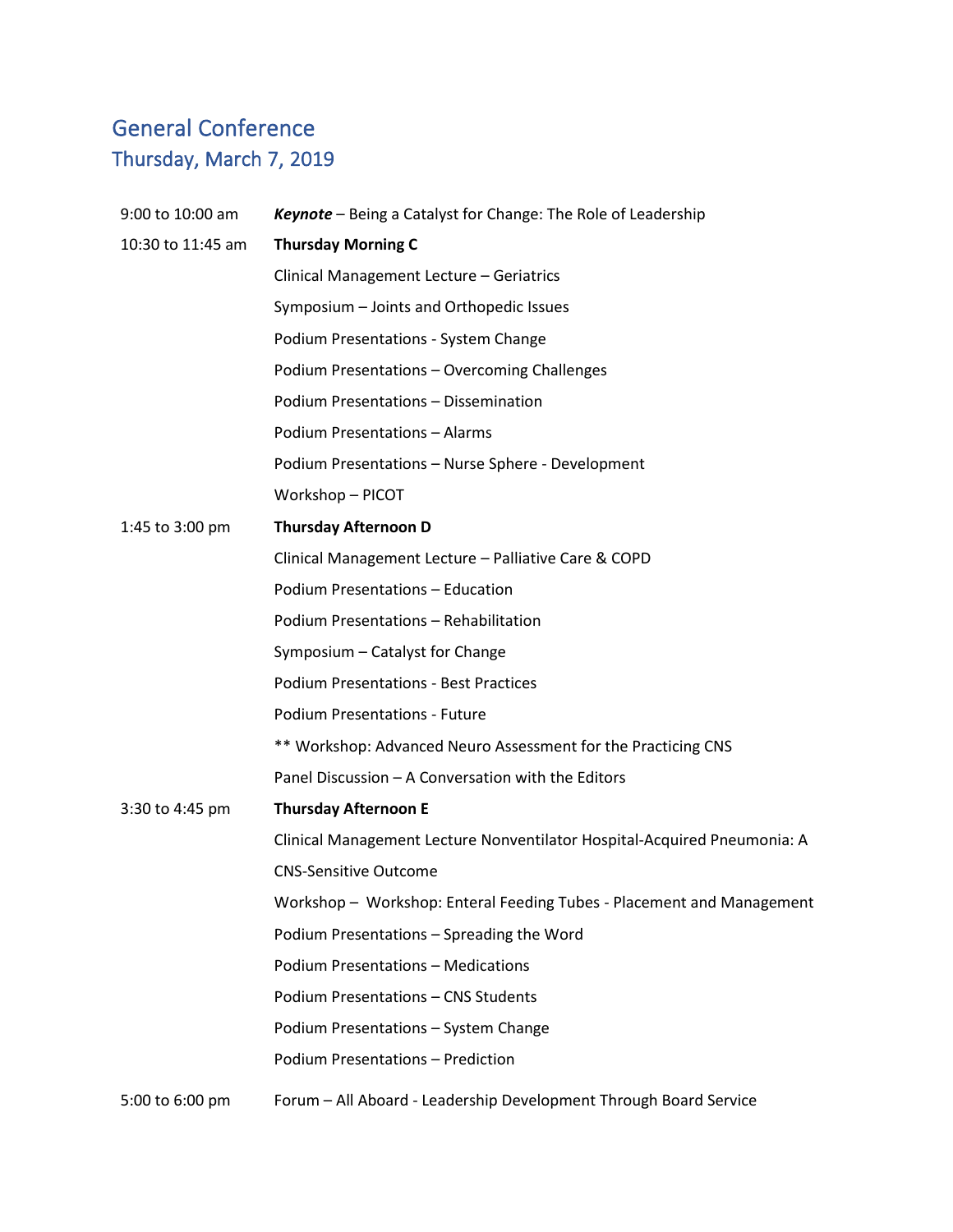## General Conference

### Thursday, March 7, 2019

| | |
|---|---|
| 9:00 to 10:00 am | ***Keynote*** – Being a Catalyst for Change: The Role of Leadership |
| 10:30 to 11:45 am | **Thursday Morning C** |
| | Clinical Management Lecture – Geriatrics |
| | Symposium – Joints and Orthopedic Issues |
| | Podium Presentations - System Change |
| | Podium Presentations – Overcoming Challenges |
| | Podium Presentations – Dissemination |
| | Podium Presentations – Alarms |
| | Podium Presentations – Nurse Sphere - Development |
| | Workshop – PICOT |
| 1:45 to 3:00 pm | **Thursday Afternoon D** |
| | Clinical Management Lecture – Palliative Care & COPD |
| | Podium Presentations – Education |
| | Podium Presentations – Rehabilitation |
| | Symposium – Catalyst for Change |
| | Podium Presentations - Best Practices |
| | Podium Presentations - Future |
| | ** Workshop: Advanced Neuro Assessment for the Practicing CNS |
| | Panel Discussion – A Conversation with the Editors |
| 3:30 to 4:45 pm | **Thursday Afternoon E** |
| | Clinical Management Lecture Nonventilator Hospital-Acquired Pneumonia: A CNS-Sensitive Outcome |
| | Workshop – Workshop: Enteral Feeding Tubes - Placement and Management |
| | Podium Presentations – Spreading the Word |
| | Podium Presentations – Medications |
| | Podium Presentations – CNS Students |
| | Podium Presentations – System Change |
| | Podium Presentations – Prediction |
| 5:00 to 6:00 pm | Forum – All Aboard - Leadership Development Through Board Service |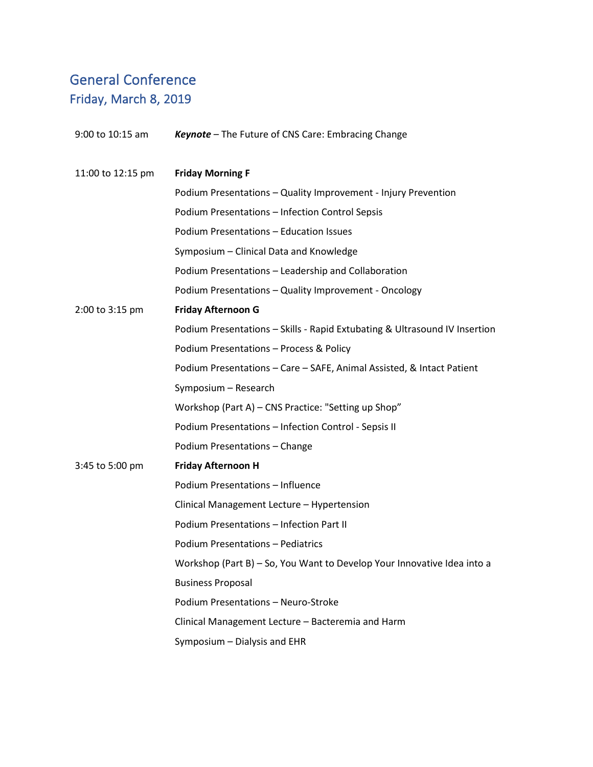# General Conference

## Friday, March 8, 2019

9:00 to 10:15 am — ***Keynote*** – The Future of CNS Care: Embracing Change

11:00 to 12:15 pm — **Friday Morning F**

- Podium Presentations – Quality Improvement - Injury Prevention
- Podium Presentations – Infection Control Sepsis
- Podium Presentations – Education Issues
- Symposium – Clinical Data and Knowledge
- Podium Presentations – Leadership and Collaboration
- Podium Presentations – Quality Improvement - Oncology

2:00 to 3:15 pm — **Friday Afternoon G**

- Podium Presentations – Skills - Rapid Extubating & Ultrasound IV Insertion
- Podium Presentations – Process & Policy
- Podium Presentations – Care – SAFE, Animal Assisted, & Intact Patient
- Symposium – Research
- Workshop (Part A) – CNS Practice: "Setting up Shop”
- Podium Presentations – Infection Control - Sepsis II
- Podium Presentations – Change

3:45 to 5:00 pm — **Friday Afternoon H**

- Podium Presentations – Influence
- Clinical Management Lecture – Hypertension
- Podium Presentations – Infection Part II
- Podium Presentations – Pediatrics
- Workshop (Part B) – So, You Want to Develop Your Innovative Idea into a Business Proposal
- Podium Presentations – Neuro-Stroke
- Clinical Management Lecture – Bacteremia and Harm
- Symposium – Dialysis and EHR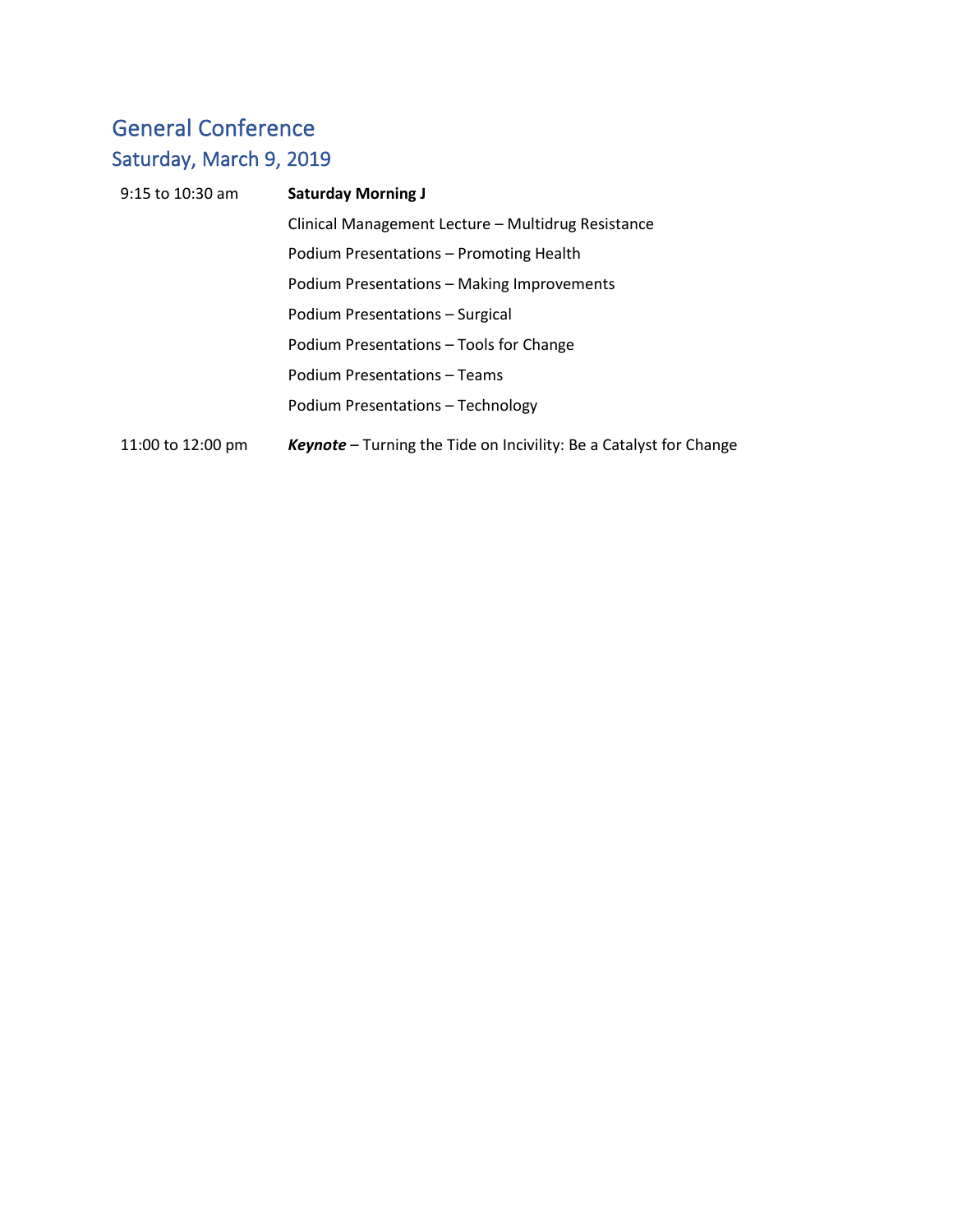# General Conference

## Saturday, March 9, 2019

| | |
|---|---|
| 9:15 to 10:30 am | **Saturday Morning J** |
| | Clinical Management Lecture – Multidrug Resistance |
| | Podium Presentations – Promoting Health |
| | Podium Presentations – Making Improvements |
| | Podium Presentations – Surgical |
| | Podium Presentations – Tools for Change |
| | Podium Presentations – Teams |
| | Podium Presentations – Technology |
| 11:00 to 12:00 pm | ***Keynote*** – Turning the Tide on Incivility: Be a Catalyst for Change |